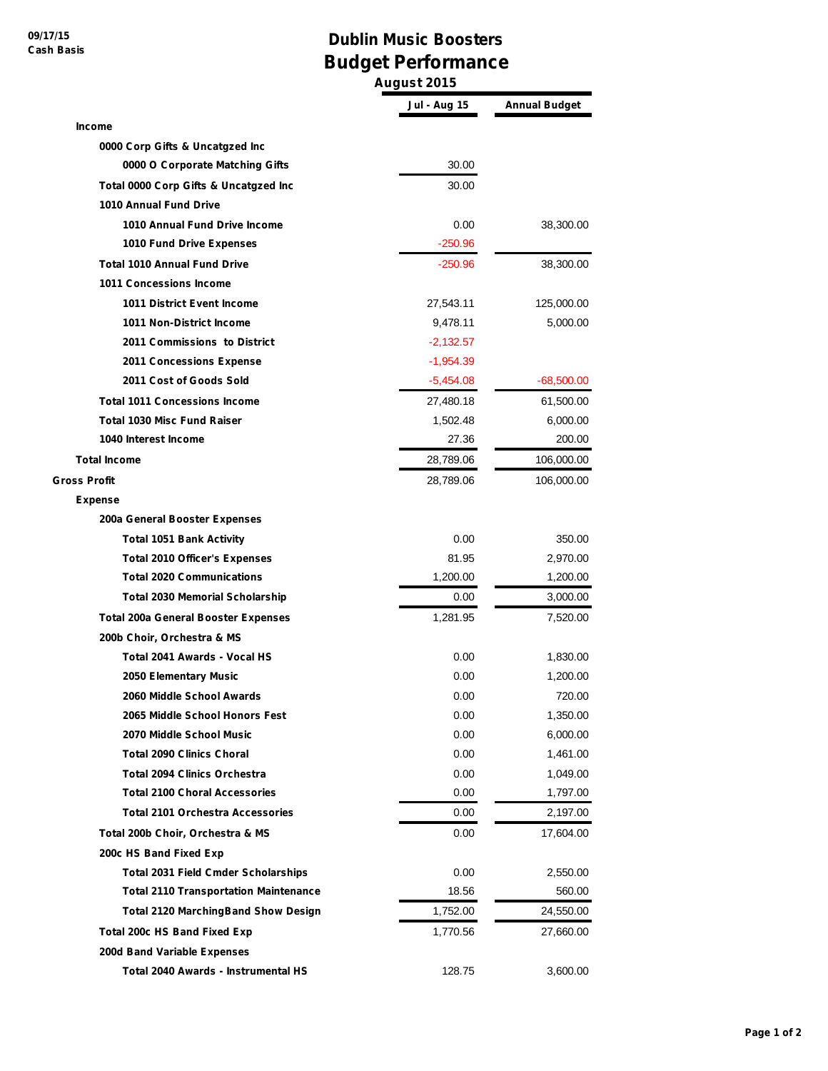09/17/15
Cash Basis

# Dublin Music Boosters
## Budget Performance
### August 2015

| | Jul - Aug 15 | Annual Budget |
|---|---|---|
| **Income** | | |
| 0000 Corp Gifts & Uncatgzed Inc | | |
| 0000 O Corporate Matching Gifts | 30.00 | |
| Total 0000 Corp Gifts & Uncatgzed Inc | 30.00 | |
| 1010 Annual Fund Drive | | |
| 1010 Annual Fund Drive Income | 0.00 | 38,300.00 |
| 1010 Fund Drive Expenses | -250.96 | |
| Total 1010 Annual Fund Drive | -250.96 | 38,300.00 |
| 1011 Concessions Income | | |
| 1011 District Event Income | 27,543.11 | 125,000.00 |
| 1011 Non-District Income | 9,478.11 | 5,000.00 |
| 2011 Commissions to District | -2,132.57 | |
| 2011 Concessions Expense | -1,954.39 | |
| 2011 Cost of Goods Sold | -5,454.08 | -68,500.00 |
| Total 1011 Concessions Income | 27,480.18 | 61,500.00 |
| Total 1030 Misc Fund Raiser | 1,502.48 | 6,000.00 |
| 1040 Interest Income | 27.36 | 200.00 |
| **Total Income** | 28,789.06 | 106,000.00 |
| **Gross Profit** | 28,789.06 | 106,000.00 |
| **Expense** | | |
| 200a General Booster Expenses | | |
| Total 1051 Bank Activity | 0.00 | 350.00 |
| Total 2010 Officer's Expenses | 81.95 | 2,970.00 |
| Total 2020 Communications | 1,200.00 | 1,200.00 |
| Total 2030 Memorial Scholarship | 0.00 | 3,000.00 |
| Total 200a General Booster Expenses | 1,281.95 | 7,520.00 |
| 200b Choir, Orchestra & MS | | |
| Total 2041 Awards - Vocal HS | 0.00 | 1,830.00 |
| 2050 Elementary Music | 0.00 | 1,200.00 |
| 2060 Middle School Awards | 0.00 | 720.00 |
| 2065 Middle School Honors Fest | 0.00 | 1,350.00 |
| 2070 Middle School Music | 0.00 | 6,000.00 |
| Total 2090 Clinics Choral | 0.00 | 1,461.00 |
| Total 2094 Clinics Orchestra | 0.00 | 1,049.00 |
| Total 2100 Choral Accessories | 0.00 | 1,797.00 |
| Total 2101 Orchestra Accessories | 0.00 | 2,197.00 |
| Total 200b Choir, Orchestra & MS | 0.00 | 17,604.00 |
| 200c HS Band Fixed Exp | | |
| Total 2031 Field Cmder Scholarships | 0.00 | 2,550.00 |
| Total 2110 Transportation Maintenance | 18.56 | 560.00 |
| Total 2120 MarchingBand Show Design | 1,752.00 | 24,550.00 |
| Total 200c HS Band Fixed Exp | 1,770.56 | 27,660.00 |
| 200d Band Variable Expenses | | |
| Total 2040 Awards - Instrumental HS | 128.75 | 3,600.00 |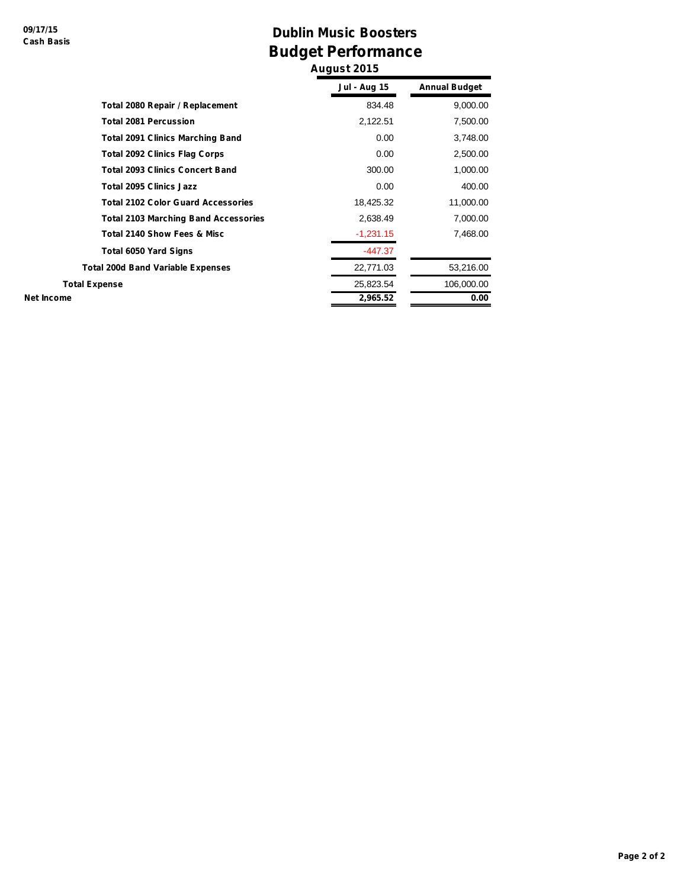09/17/15
Cash Basis

# Dublin Music Boosters
## Budget Performance
### August 2015

| | Jul - Aug 15 | Annual Budget |
|---|---|---|
| Total 2080 Repair / Replacement | 834.48 | 9,000.00 |
| Total 2081 Percussion | 2,122.51 | 7,500.00 |
| Total 2091 Clinics Marching Band | 0.00 | 3,748.00 |
| Total 2092 Clinics Flag Corps | 0.00 | 2,500.00 |
| Total 2093 Clinics Concert Band | 300.00 | 1,000.00 |
| Total 2095 Clinics Jazz | 0.00 | 400.00 |
| Total 2102 Color Guard Accessories | 18,425.32 | 11,000.00 |
| Total 2103 Marching Band Accessories | 2,638.49 | 7,000.00 |
| Total 2140 Show Fees & Misc | -1,231.15 | 7,468.00 |
| Total 6050 Yard Signs | -447.37 | |
| Total 200d Band Variable Expenses | 22,771.03 | 53,216.00 |
| Total Expense | 25,823.54 | 106,000.00 |
| **Net Income** | **2,965.52** | **0.00** |